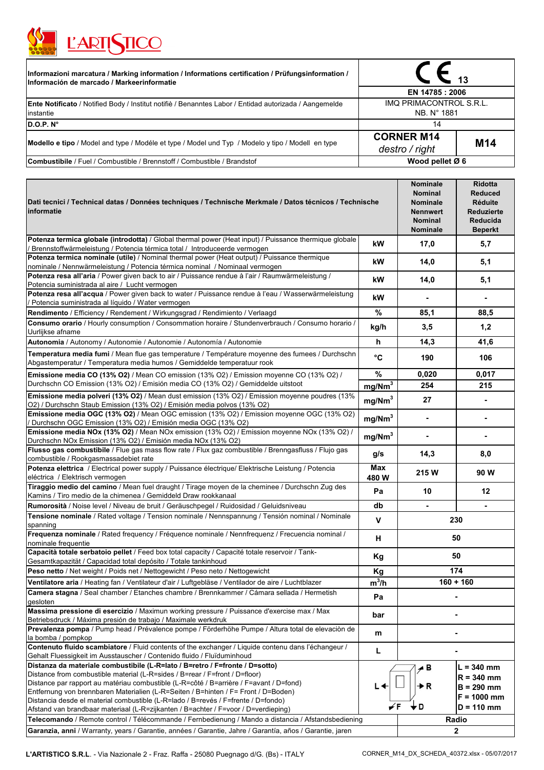L'ARTISTICO

| Informazioni marcatura / Marking information / Informations certification / Prüfungsinformation / Información de marcado / Markeerinformatie | CE 13 | |
|---|---|---|
| | EN 14785 : 2006 | |
| **Ente Notificato** / Notified Body / Institut notifiè / Benanntes Labor / Entidad autorizada / Aangemelde instantie | IMQ PRIMACONTROL S.R.L. NB. N° 1881 | |
| **D.O.P. N°** | 14 | |
| **Modello e tipo** / Model and type / Modéle et type / Model und Typ / Modelo y tipo / Modell en type | **CORNER M14** *destro / right* | **M14** |
| **Combustibile** / Fuel / Combustible / Brennstoff / Combustible / Brandstof | **Wood pellet Ø 6** | |

| **Dati tecnici** / Technical datas / Données techniques / Technische Merkmale / Datos técnicos / Technische informatie | | **Nominale Nominal Nominale Nennwert Nominal Nominale** | **Ridotta Reduced Réduite Reduzierte Reducida Beperkt** |
|---|---|---|---|
| **Potenza termica globale (introdotta)** / Global thermal power (Heat input) / Puissance thermique globale / Brennstoffwärmeleistung / Potencia térmica total / Introduceerde vermogen | kW | 17,0 | 5,7 |
| **Potenza termica nominale (utile)** / Nominal thermal power (Heat output) / Puissance thermique nominale / Nennwärmeleistung / Potencia térmica nominal / Nominaal vermogen | kW | 14,0 | 5,1 |
| **Potenza resa all'aria** / Power given back to air / Puissance rendue à l'air / Raumwärmeleistung / Potencia suministrada al aire / Lucht vermogen | kW | 14,0 | 5,1 |
| **Potenza resa all'acqua** / Power given back to water / Puissance rendue à l'eau / Wasserwärmeleistung / Potencia suministrada al líquido / Water vermogen | kW | - | - |
| **Rendimento** / Efficiency / Rendement / Wirkungsgrad / Rendimiento / Verlaagd | % | 85,1 | 88,5 |
| **Consumo orario** / Hourly consumption / Consommation horaire / Stundenverbrauch / Consumo horario / Uurlijkse afname | kg/h | 3,5 | 1,2 |
| **Autonomia** / Autonomy / Autonomie / Autonomie / Autonomía / Autonomie | h | 14,3 | 41,6 |
| **Temperatura media fumi** / Mean flue gas temperature / Température moyenne des fumees / Durchschn Abgastemperatur / Temperatura media humos / Gemiddelde temperatuur rook | °C | 190 | 106 |
| **Emissione media CO (13% O2)** / Mean CO emission (13% O2) / Emission moyenne CO (13% O2) / Durchschn CO Emission (13% O2) / Emisión media CO (13% O2) / Gemiddelde uitstoot | % | 0,020 | 0,017 |
| | $mg/Nm^3$ | 254 | 215 |
| **Emissione media polveri (13% O2)** / Mean dust emission (13% O2) / Emission moyenne poudres (13% O2) / Durchschn Staub Emission (13% O2) / Emisión media polvos (13% O2) | $mg/Nm^3$ | 27 | - |
| **Emissione media OGC (13% O2)** / Mean OGC emission (13% O2) / Emission moyenne OGC (13% O2) / Durchschn OGC Emission (13% O2) / Emisión media OGC (13% O2) | $mg/Nm^3$ | - | - |
| **Emissione media NOx (13% O2)** / Mean NOx emission (13% O2) / Emission moyenne NOx (13% O2) / Durchschn NOx Emission (13% O2) / Emisión media NOx (13% O2) | $mg/Nm^3$ | - | - |
| **Flusso gas combustibile** / Flue gas mass flow rate / Flux gaz combustible / Brenngasfluss / Flujo gas combustible / Rookgasmassadebiet rate | g/s | 14,3 | 8,0 |
| **Potenza elettrica** / Electrical power supply / Puissance électrique/ Elektrische Leistung / Potencia eléctrica / Elektrisch vermogen | Max 480 W | 215 W | 90 W |
| **Tiraggio medio del camino** / Mean fuel draught / Tirage moyen de la cheminee / Durchschn Zug des Kamins / Tiro medio de la chimenea / Gemiddeld Draw rookkanaal | Pa | 10 | 12 |
| **Rumorosità** / Noise level / Niveau de bruit / Geräuschpegel / Ruidosidad / Geluidsniveau | db | - | - |
| **Tensione nominale** / Rated voltage / Tension nominale / Nennspannung / Tensión nominal / Nominale spanning | V | 230 | |
| **Frequenza nominale** / Rated frequency / Fréquence nominale / Nennfrequenz / Frecuencia nominal / nominale frequentie | H | 50 | |
| **Capacità totale serbatoio pellet** / Feed box total capacity / Capacité totale reservoir / Tank-Gesamtkapazität / Capacidad total depósito / Totale tankinhoud | Kg | 50 | |
| **Peso netto** / Net weight / Poids net / Nettogewicht / Peso neto / Nettogewicht | Kg | 174 | |
| **Ventilatore aria** / Heating fan / Ventilateur d'air / Luftgebläse / Ventilador de aire / Luchtblazer | $m^3/h$ | 160 + 160 | |
| **Camera stagna** / Seal chamber / Etanches chambre / Brennkammer / Cámara sellada / Hermetish gesloten | Pa | - | |
| **Massima pressione di esercizio** / Maximun working pressure / Puissance d'exercise max / Max Betriebsdruck / Máxima presión de trabajo / Maximale werkdruk | bar | - | |
| **Prevalenza pompa** / Pump head / Prévalence pompe / Förderhöhe Pumpe / Altura total de elevaciòn de la bomba / pompkop | m | - | |
| **Contenuto fluido scambiatore** / Fluid contents of the exchanger / Liquide contenu dans l'échangeur / Gehalt Fluessigkeit im Ausstauscher / Contenido fluido / Fluïduminhoud | L | - | |
| **Distanza da materiale combustibile (L-R=lato / B=retro / F=fronte / D=sotto)** / Distance from combustible material (L-R=sides / B=rear / F=front / D=floor) / Distance par rapport au matériau combustible (L-R=côté / B=arrière / F=avant / D=fond) / Entfernung von brennbaren Materialien (L-R=Seiten / B=hinten / F= Front / D=Boden) / Distancia desde el material combustible (L-R=lado / B=revés / F=frente / D=fondo) / Afstand van brandbaar materiaal (L-R=zijkanten / B=achter / F=voor / D=verdieping) | L, R, B, F, D | L = 340 mm, R = 340 mm, B = 290 mm, F = 1000 mm, D = 110 mm | |
| **Telecomando** / Remote control / Télécommande / Fernbedienung / Mando a distancia / Afstandsbediening | | Radio | |
| **Garanzia, anni** / Warranty, years / Garantie, années / Garantie, Jahre / Garantía, años / Garantie, jaren | | 2 | |

**L'ARTISTICO S.R.L.** - Via Nazionale 2 - Fraz. Raffa - 25080 Puegnago d/G. (Bs) - ITALY

CORNER_M14_DX_SCHEDA_40372.xlsx - 05/07/2017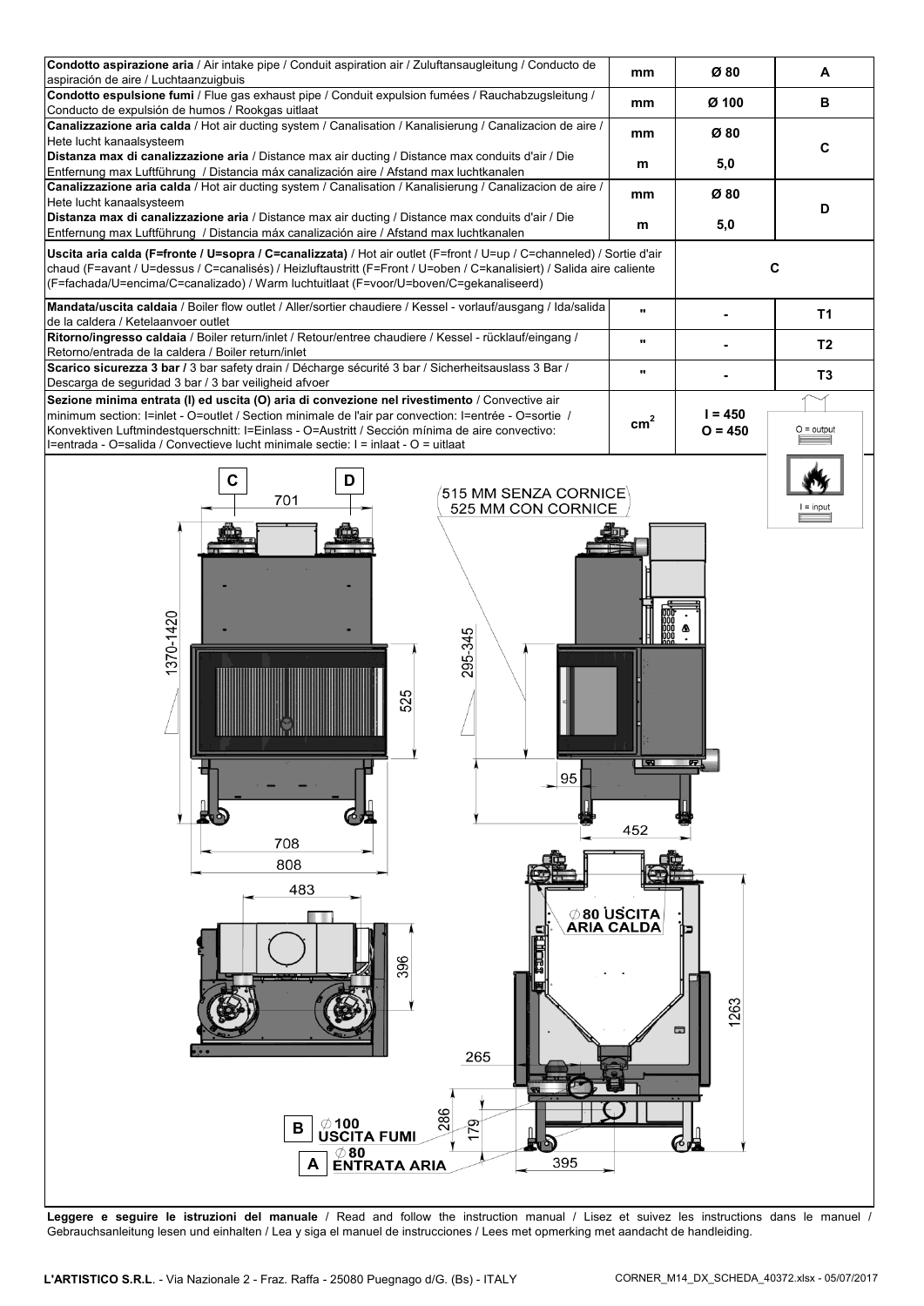| | | | |
|---|---|---|---|
| **Condotto aspirazione aria** / Air intake pipe / Conduit aspiration air / Zuluftansaugleitung / Conducto de aspiración de aire / Luchtaanzuigbuis | mm | Ø 80 | A |
| **Condotto espulsione fumi** / Flue gas exhaust pipe / Conduit expulsion fumées / Rauchabzugsleitung / Conducto de expulsión de humos / Rookgas uitlaat | mm | Ø 100 | B |
| **Canalizzazione aria calda** / Hot air ducting system / Canalisation / Kanalisierung / Canalizacion de aire / Hete lucht kanaalsysteem | mm | Ø 80 | C |
| **Distanza max di canalizzazione aria** / Distance max air ducting / Distance max conduits d'air / Die Entfernung max Luftführung / Distancia máx canalización aire / Afstand max luchtkanalen | m | 5,0 | |
| **Canalizzazione aria calda** / Hot air ducting system / Canalisation / Kanalisierung / Canalizacion de aire / Hete lucht kanaalsysteem | mm | Ø 80 | D |
| **Distanza max di canalizzazione aria** / Distance max air ducting / Distance max conduits d'air / Die Entfernung max Luftführung / Distancia máx canalización aire / Afstand max luchtkanalen | m | 5,0 | |
| **Uscita aria calda (F=fronte / U=sopra / C=canalizzata)** / Hot air outlet (F=front / U=up / C=channeled) / Sortie d'air chaud (F=avant / U=dessus / C=canalisés) / Heizluftaustritt (F=Front / U=oben / C=kanalisiert) / Salida aire caliente (F=fachada/U=encima/C=canalizado) / Warm luchtuitlaat (F=voor/U=boven/C=gekanaliseerd) | | | C |
| **Mandata/uscita caldaia** / Boiler flow outlet / Aller/sortier chaudiere / Kessel - vorlauf/ausgang / Ida/salida de la caldera / Ketelaanvoer outlet | " | - | T1 |
| **Ritorno/ingresso caldaia** / Boiler return/inlet / Retour/entree chaudiere / Kessel - rücklauf/eingang / Retorno/entrada de la caldera / Boiler return/inlet | " | - | T2 |
| **Scarico sicurezza 3 bar /** 3 bar safety drain / Décharge sécurité 3 bar / Sicherheitsauslass 3 Bar / Descarga de seguridad 3 bar / 3 bar veiligheid afvoer | " | - | T3 |
| **Sezione minima entrata (I) ed uscita (O) aria di convezione nel rivestimento** / Convective air minimum section: I=inlet - O=outlet / Section minimale de l'air par convection: I=entrée - O=sortie / Konvektiven Luftmindestquerschnitt: I=Einlass - O=Austritt / Sección mínima de aire convectivo: I=entrada - O=salida / Convectieve lucht minimale sectie: I = inlaat - O = uitlaat | $cm^2$ | I = 450<br>O = 450 | O = output<br>I = input |

C
D
701
515 MM SENZA CORNICE
525 MM CON CORNICE
1370-1420
295-345
525
95
452
708
808
483
396
Ø 80 USCITA ARIA CALDA
1263
265
286
179
B Ø 100 USCITA FUMI
A Ø 80 ENTRATA ARIA
395

**Leggere e seguire le istruzioni del manuale** / Read and follow the instruction manual / Lisez et suivez les instructions dans le manuel / Gebrauchsanleitung lesen und einhalten / Lea y siga el manuel de instrucciones / Lees met opmerking met aandacht de handleiding.

**L'ARTISTICO S.R.L**. - Via Nazionale 2 - Fraz. Raffa - 25080 Puegnago d/G. (Bs) - ITALY

CORNER_M14_DX_SCHEDA_40372.xlsx - 05/07/2017